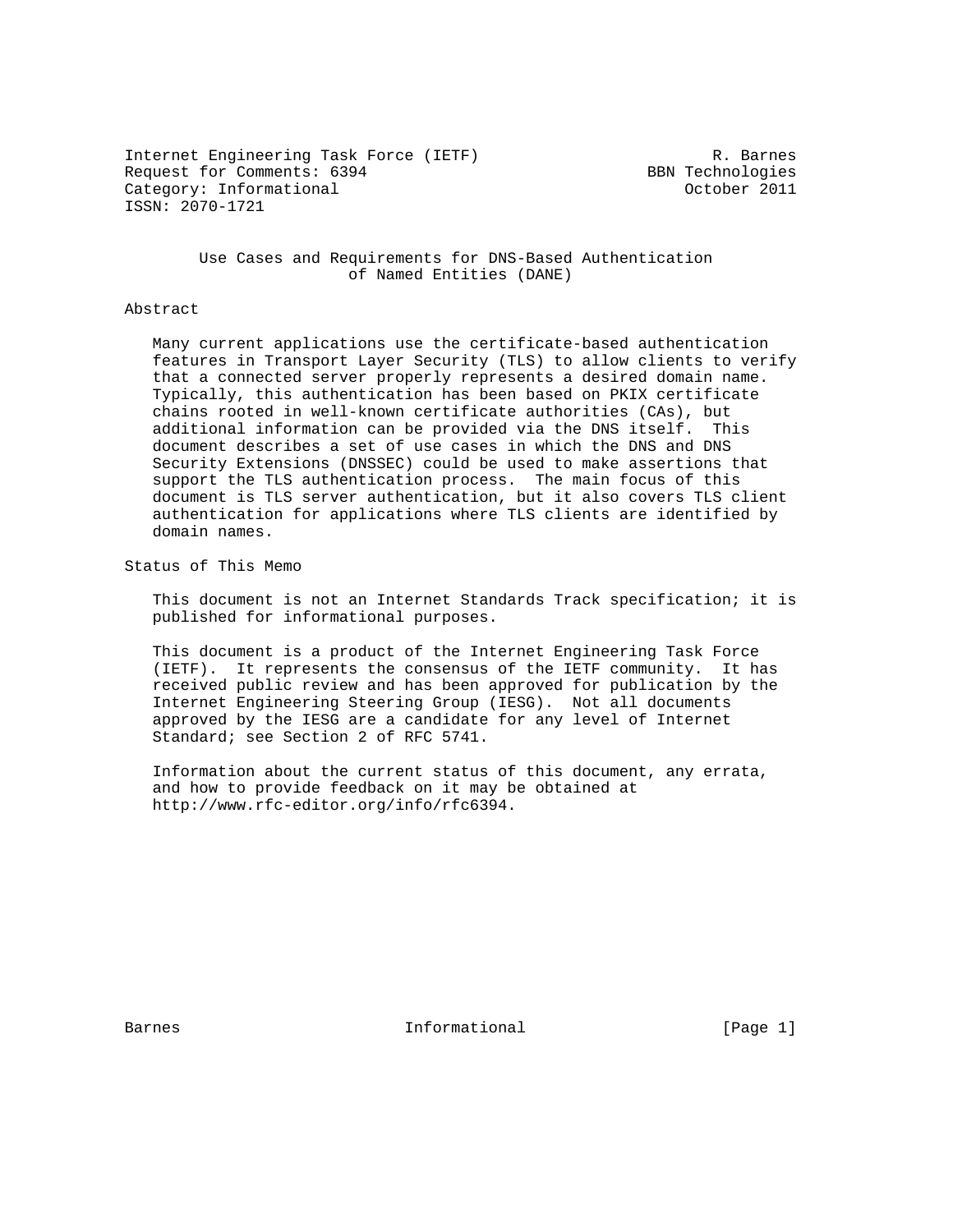Internet Engineering Task Force (IETF) R. Barnes
Request for Comments: 6394 BBN Technologies
Category: Informational October 2011
ISSN: 2070-1721

# Use Cases and Requirements for DNS-Based Authentication of Named Entities (DANE)

## Abstract

Many current applications use the certificate-based authentication features in Transport Layer Security (TLS) to allow clients to verify that a connected server properly represents a desired domain name. Typically, this authentication has been based on PKIX certificate chains rooted in well-known certificate authorities (CAs), but additional information can be provided via the DNS itself. This document describes a set of use cases in which the DNS and DNS Security Extensions (DNSSEC) could be used to make assertions that support the TLS authentication process. The main focus of this document is TLS server authentication, but it also covers TLS client authentication for applications where TLS clients are identified by domain names.

## Status of This Memo

This document is not an Internet Standards Track specification; it is published for informational purposes.

This document is a product of the Internet Engineering Task Force (IETF). It represents the consensus of the IETF community. It has received public review and has been approved for publication by the Internet Engineering Steering Group (IESG). Not all documents approved by the IESG are a candidate for any level of Internet Standard; see Section 2 of RFC 5741.

Information about the current status of this document, any errata, and how to provide feedback on it may be obtained at http://www.rfc-editor.org/info/rfc6394.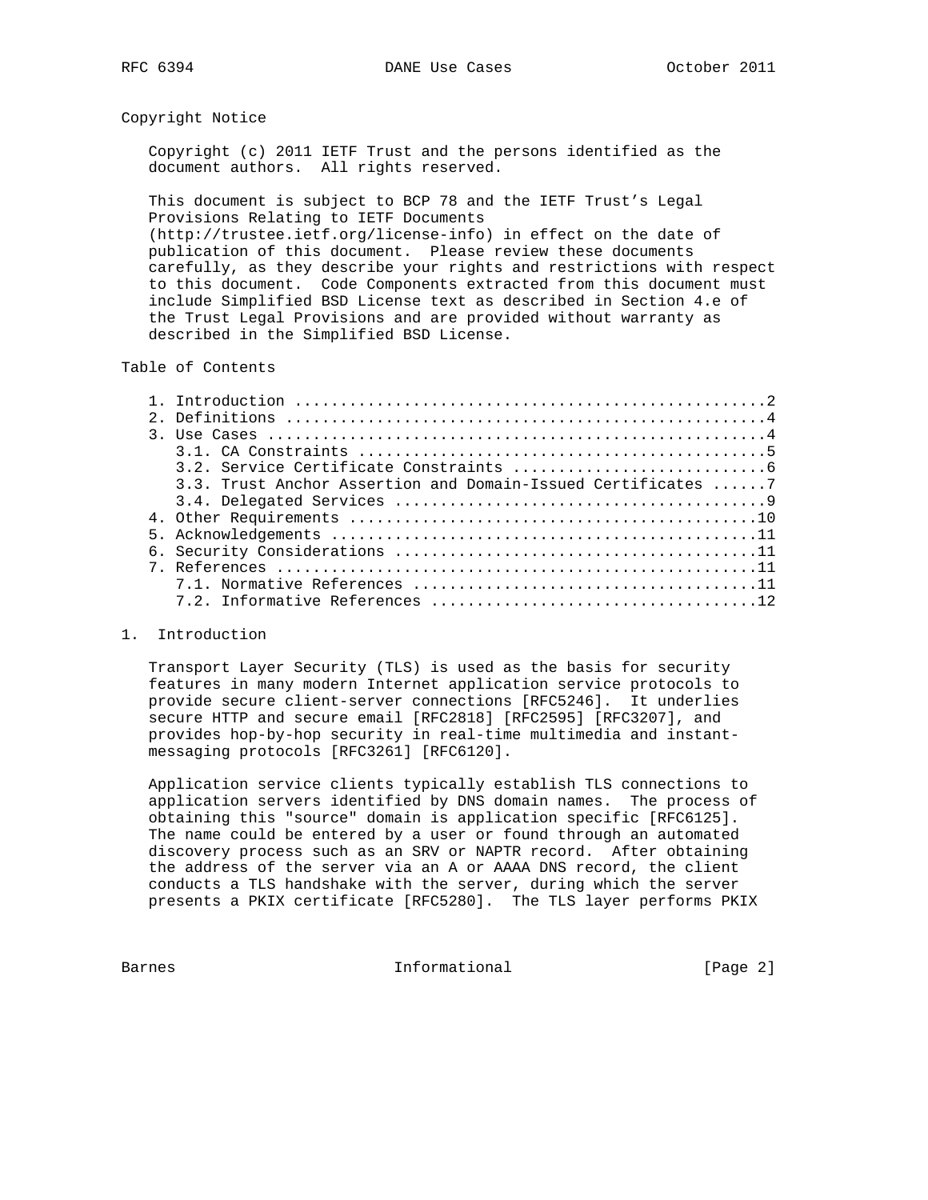## Copyright Notice

Copyright (c) 2011 IETF Trust and the persons identified as the document authors. All rights reserved.

This document is subject to BCP 78 and the IETF Trust's Legal Provisions Relating to IETF Documents (http://trustee.ietf.org/license-info) in effect on the date of publication of this document. Please review these documents carefully, as they describe your rights and restrictions with respect to this document. Code Components extracted from this document must include Simplified BSD License text as described in Section 4.e of the Trust Legal Provisions and are provided without warranty as described in the Simplified BSD License.

## Table of Contents

```
1. Introduction ....................................................2
2. Definitions .....................................................4
3. Use Cases .......................................................4
   3.1. CA Constraints .............................................5
   3.2. Service Certificate Constraints ............................6
   3.3. Trust Anchor Assertion and Domain-Issued Certificates ......7
   3.4. Delegated Services .........................................9
4. Other Requirements .............................................10
5. Acknowledgements ...............................................11
6. Security Considerations ........................................11
7. References .....................................................11
   7.1. Normative References ......................................11
   7.2. Informative References ....................................12
```

## 1. Introduction

Transport Layer Security (TLS) is used as the basis for security features in many modern Internet application service protocols to provide secure client-server connections [RFC5246]. It underlies secure HTTP and secure email [RFC2818] [RFC2595] [RFC3207], and provides hop-by-hop security in real-time multimedia and instant-messaging protocols [RFC3261] [RFC6120].

Application service clients typically establish TLS connections to application servers identified by DNS domain names. The process of obtaining this "source" domain is application specific [RFC6125]. The name could be entered by a user or found through an automated discovery process such as an SRV or NAPTR record. After obtaining the address of the server via an A or AAAA DNS record, the client conducts a TLS handshake with the server, during which the server presents a PKIX certificate [RFC5280]. The TLS layer performs PKIX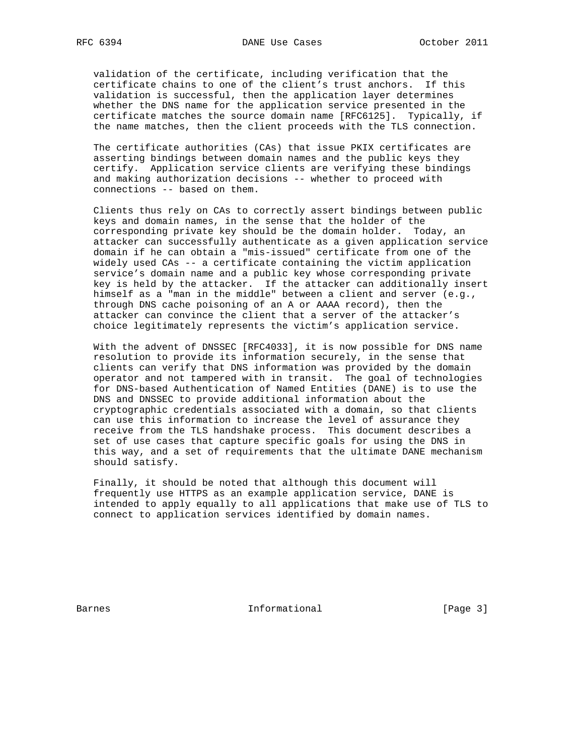validation of the certificate, including verification that the certificate chains to one of the client's trust anchors. If this validation is successful, then the application layer determines whether the DNS name for the application service presented in the certificate matches the source domain name [RFC6125]. Typically, if the name matches, then the client proceeds with the TLS connection.

The certificate authorities (CAs) that issue PKIX certificates are asserting bindings between domain names and the public keys they certify. Application service clients are verifying these bindings and making authorization decisions -- whether to proceed with connections -- based on them.

Clients thus rely on CAs to correctly assert bindings between public keys and domain names, in the sense that the holder of the corresponding private key should be the domain holder. Today, an attacker can successfully authenticate as a given application service domain if he can obtain a "mis-issued" certificate from one of the widely used CAs -- a certificate containing the victim application service's domain name and a public key whose corresponding private key is held by the attacker. If the attacker can additionally insert himself as a "man in the middle" between a client and server (e.g., through DNS cache poisoning of an A or AAAA record), then the attacker can convince the client that a server of the attacker's choice legitimately represents the victim's application service.

With the advent of DNSSEC [RFC4033], it is now possible for DNS name resolution to provide its information securely, in the sense that clients can verify that DNS information was provided by the domain operator and not tampered with in transit. The goal of technologies for DNS-based Authentication of Named Entities (DANE) is to use the DNS and DNSSEC to provide additional information about the cryptographic credentials associated with a domain, so that clients can use this information to increase the level of assurance they receive from the TLS handshake process. This document describes a set of use cases that capture specific goals for using the DNS in this way, and a set of requirements that the ultimate DANE mechanism should satisfy.

Finally, it should be noted that although this document will frequently use HTTPS as an example application service, DANE is intended to apply equally to all applications that make use of TLS to connect to application services identified by domain names.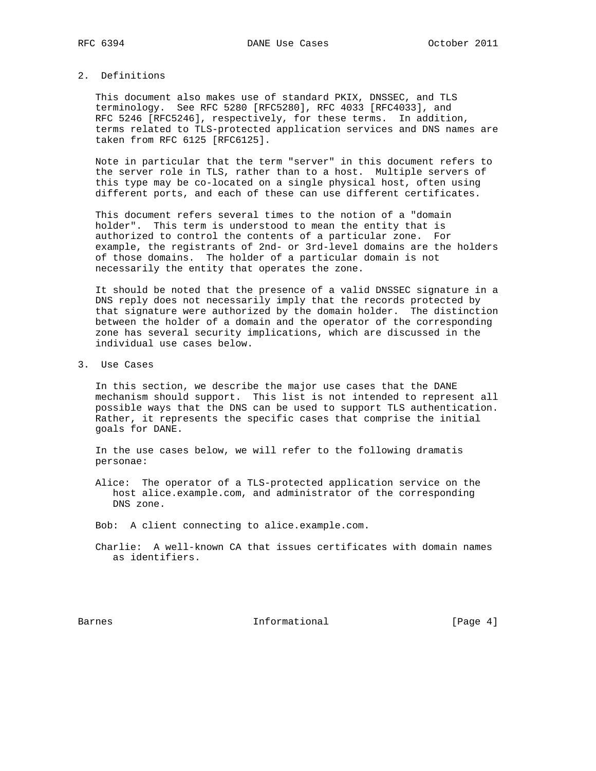## 2. Definitions

This document also makes use of standard PKIX, DNSSEC, and TLS terminology. See RFC 5280 [RFC5280], RFC 4033 [RFC4033], and RFC 5246 [RFC5246], respectively, for these terms. In addition, terms related to TLS-protected application services and DNS names are taken from RFC 6125 [RFC6125].

Note in particular that the term "server" in this document refers to the server role in TLS, rather than to a host. Multiple servers of this type may be co-located on a single physical host, often using different ports, and each of these can use different certificates.

This document refers several times to the notion of a "domain holder". This term is understood to mean the entity that is authorized to control the contents of a particular zone. For example, the registrants of 2nd- or 3rd-level domains are the holders of those domains. The holder of a particular domain is not necessarily the entity that operates the zone.

It should be noted that the presence of a valid DNSSEC signature in a DNS reply does not necessarily imply that the records protected by that signature were authorized by the domain holder. The distinction between the holder of a domain and the operator of the corresponding zone has several security implications, which are discussed in the individual use cases below.

## 3. Use Cases

In this section, we describe the major use cases that the DANE mechanism should support. This list is not intended to represent all possible ways that the DNS can be used to support TLS authentication. Rather, it represents the specific cases that comprise the initial goals for DANE.

In the use cases below, we will refer to the following dramatis personae:

Alice: The operator of a TLS-protected application service on the host alice.example.com, and administrator of the corresponding DNS zone.

Bob: A client connecting to alice.example.com.

Charlie: A well-known CA that issues certificates with domain names as identifiers.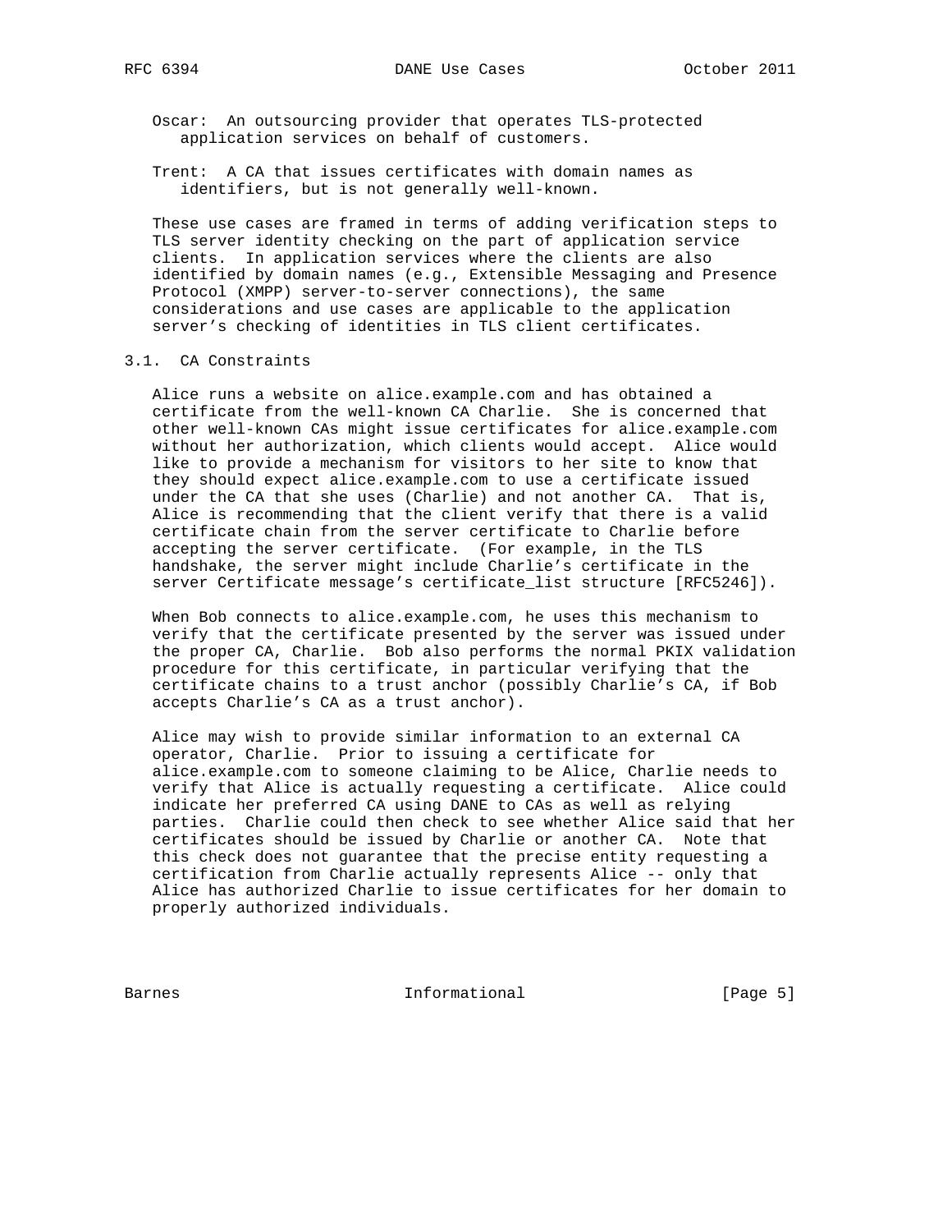Oscar: An outsourcing provider that operates TLS-protected application services on behalf of customers.

Trent: A CA that issues certificates with domain names as identifiers, but is not generally well-known.

These use cases are framed in terms of adding verification steps to TLS server identity checking on the part of application service clients. In application services where the clients are also identified by domain names (e.g., Extensible Messaging and Presence Protocol (XMPP) server-to-server connections), the same considerations and use cases are applicable to the application server's checking of identities in TLS client certificates.

### 3.1. CA Constraints

Alice runs a website on alice.example.com and has obtained a certificate from the well-known CA Charlie. She is concerned that other well-known CAs might issue certificates for alice.example.com without her authorization, which clients would accept. Alice would like to provide a mechanism for visitors to her site to know that they should expect alice.example.com to use a certificate issued under the CA that she uses (Charlie) and not another CA. That is, Alice is recommending that the client verify that there is a valid certificate chain from the server certificate to Charlie before accepting the server certificate. (For example, in the TLS handshake, the server might include Charlie's certificate in the server Certificate message's certificate_list structure [RFC5246]).

When Bob connects to alice.example.com, he uses this mechanism to verify that the certificate presented by the server was issued under the proper CA, Charlie. Bob also performs the normal PKIX validation procedure for this certificate, in particular verifying that the certificate chains to a trust anchor (possibly Charlie's CA, if Bob accepts Charlie's CA as a trust anchor).

Alice may wish to provide similar information to an external CA operator, Charlie. Prior to issuing a certificate for alice.example.com to someone claiming to be Alice, Charlie needs to verify that Alice is actually requesting a certificate. Alice could indicate her preferred CA using DANE to CAs as well as relying parties. Charlie could then check to see whether Alice said that her certificates should be issued by Charlie or another CA. Note that this check does not guarantee that the precise entity requesting a certification from Charlie actually represents Alice -- only that Alice has authorized Charlie to issue certificates for her domain to properly authorized individuals.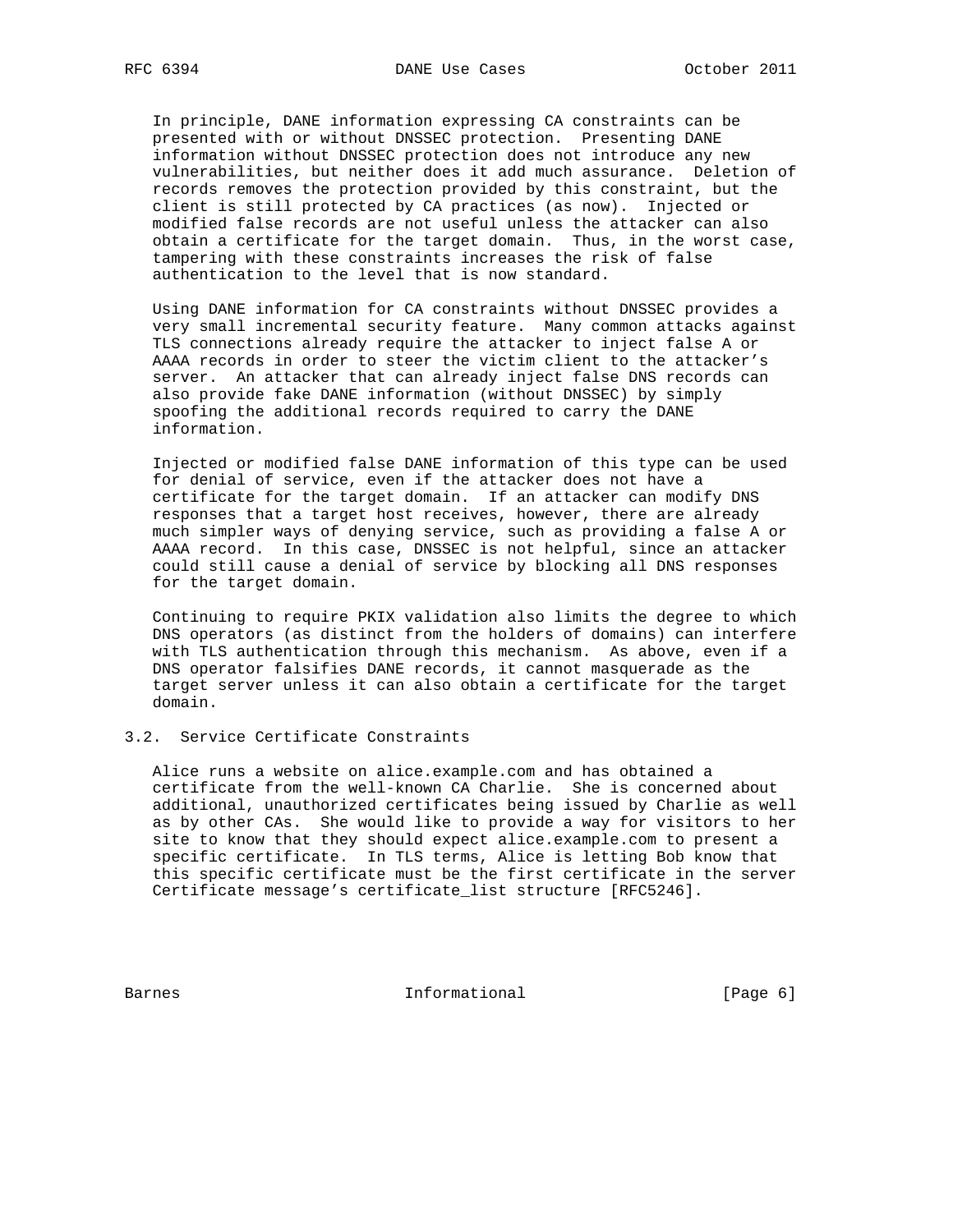In principle, DANE information expressing CA constraints can be presented with or without DNSSEC protection. Presenting DANE information without DNSSEC protection does not introduce any new vulnerabilities, but neither does it add much assurance. Deletion of records removes the protection provided by this constraint, but the client is still protected by CA practices (as now). Injected or modified false records are not useful unless the attacker can also obtain a certificate for the target domain. Thus, in the worst case, tampering with these constraints increases the risk of false authentication to the level that is now standard.

Using DANE information for CA constraints without DNSSEC provides a very small incremental security feature. Many common attacks against TLS connections already require the attacker to inject false A or AAAA records in order to steer the victim client to the attacker's server. An attacker that can already inject false DNS records can also provide fake DANE information (without DNSSEC) by simply spoofing the additional records required to carry the DANE information.

Injected or modified false DANE information of this type can be used for denial of service, even if the attacker does not have a certificate for the target domain. If an attacker can modify DNS responses that a target host receives, however, there are already much simpler ways of denying service, such as providing a false A or AAAA record. In this case, DNSSEC is not helpful, since an attacker could still cause a denial of service by blocking all DNS responses for the target domain.

Continuing to require PKIX validation also limits the degree to which DNS operators (as distinct from the holders of domains) can interfere with TLS authentication through this mechanism. As above, even if a DNS operator falsifies DANE records, it cannot masquerade as the target server unless it can also obtain a certificate for the target domain.

## 3.2. Service Certificate Constraints

Alice runs a website on alice.example.com and has obtained a certificate from the well-known CA Charlie. She is concerned about additional, unauthorized certificates being issued by Charlie as well as by other CAs. She would like to provide a way for visitors to her site to know that they should expect alice.example.com to present a specific certificate. In TLS terms, Alice is letting Bob know that this specific certificate must be the first certificate in the server Certificate message's certificate_list structure [RFC5246].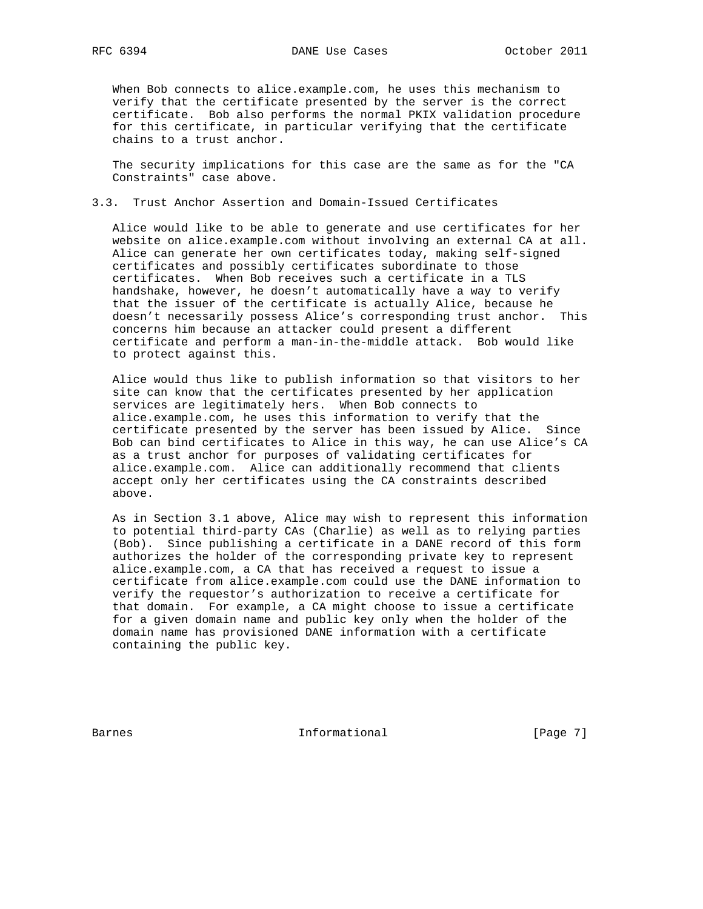When Bob connects to alice.example.com, he uses this mechanism to verify that the certificate presented by the server is the correct certificate. Bob also performs the normal PKIX validation procedure for this certificate, in particular verifying that the certificate chains to a trust anchor.

The security implications for this case are the same as for the "CA Constraints" case above.

### 3.3. Trust Anchor Assertion and Domain-Issued Certificates

Alice would like to be able to generate and use certificates for her website on alice.example.com without involving an external CA at all. Alice can generate her own certificates today, making self-signed certificates and possibly certificates subordinate to those certificates. When Bob receives such a certificate in a TLS handshake, however, he doesn't automatically have a way to verify that the issuer of the certificate is actually Alice, because he doesn't necessarily possess Alice's corresponding trust anchor. This concerns him because an attacker could present a different certificate and perform a man-in-the-middle attack. Bob would like to protect against this.

Alice would thus like to publish information so that visitors to her site can know that the certificates presented by her application services are legitimately hers. When Bob connects to alice.example.com, he uses this information to verify that the certificate presented by the server has been issued by Alice. Since Bob can bind certificates to Alice in this way, he can use Alice's CA as a trust anchor for purposes of validating certificates for alice.example.com. Alice can additionally recommend that clients accept only her certificates using the CA constraints described above.

As in Section 3.1 above, Alice may wish to represent this information to potential third-party CAs (Charlie) as well as to relying parties (Bob). Since publishing a certificate in a DANE record of this form authorizes the holder of the corresponding private key to represent alice.example.com, a CA that has received a request to issue a certificate from alice.example.com could use the DANE information to verify the requestor's authorization to receive a certificate for that domain. For example, a CA might choose to issue a certificate for a given domain name and public key only when the holder of the domain name has provisioned DANE information with a certificate containing the public key.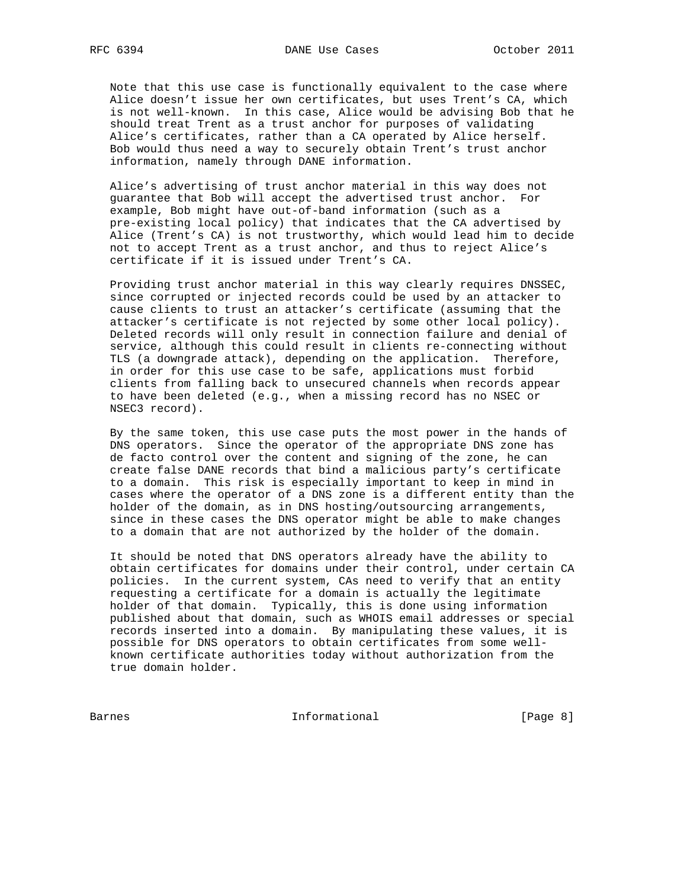Note that this use case is functionally equivalent to the case where Alice doesn't issue her own certificates, but uses Trent's CA, which is not well-known. In this case, Alice would be advising Bob that he should treat Trent as a trust anchor for purposes of validating Alice's certificates, rather than a CA operated by Alice herself. Bob would thus need a way to securely obtain Trent's trust anchor information, namely through DANE information.

Alice's advertising of trust anchor material in this way does not guarantee that Bob will accept the advertised trust anchor. For example, Bob might have out-of-band information (such as a pre-existing local policy) that indicates that the CA advertised by Alice (Trent's CA) is not trustworthy, which would lead him to decide not to accept Trent as a trust anchor, and thus to reject Alice's certificate if it is issued under Trent's CA.

Providing trust anchor material in this way clearly requires DNSSEC, since corrupted or injected records could be used by an attacker to cause clients to trust an attacker's certificate (assuming that the attacker's certificate is not rejected by some other local policy). Deleted records will only result in connection failure and denial of service, although this could result in clients re-connecting without TLS (a downgrade attack), depending on the application. Therefore, in order for this use case to be safe, applications must forbid clients from falling back to unsecured channels when records appear to have been deleted (e.g., when a missing record has no NSEC or NSEC3 record).

By the same token, this use case puts the most power in the hands of DNS operators. Since the operator of the appropriate DNS zone has de facto control over the content and signing of the zone, he can create false DANE records that bind a malicious party's certificate to a domain. This risk is especially important to keep in mind in cases where the operator of a DNS zone is a different entity than the holder of the domain, as in DNS hosting/outsourcing arrangements, since in these cases the DNS operator might be able to make changes to a domain that are not authorized by the holder of the domain.

It should be noted that DNS operators already have the ability to obtain certificates for domains under their control, under certain CA policies. In the current system, CAs need to verify that an entity requesting a certificate for a domain is actually the legitimate holder of that domain. Typically, this is done using information published about that domain, such as WHOIS email addresses or special records inserted into a domain. By manipulating these values, it is possible for DNS operators to obtain certificates from some well-known certificate authorities today without authorization from the true domain holder.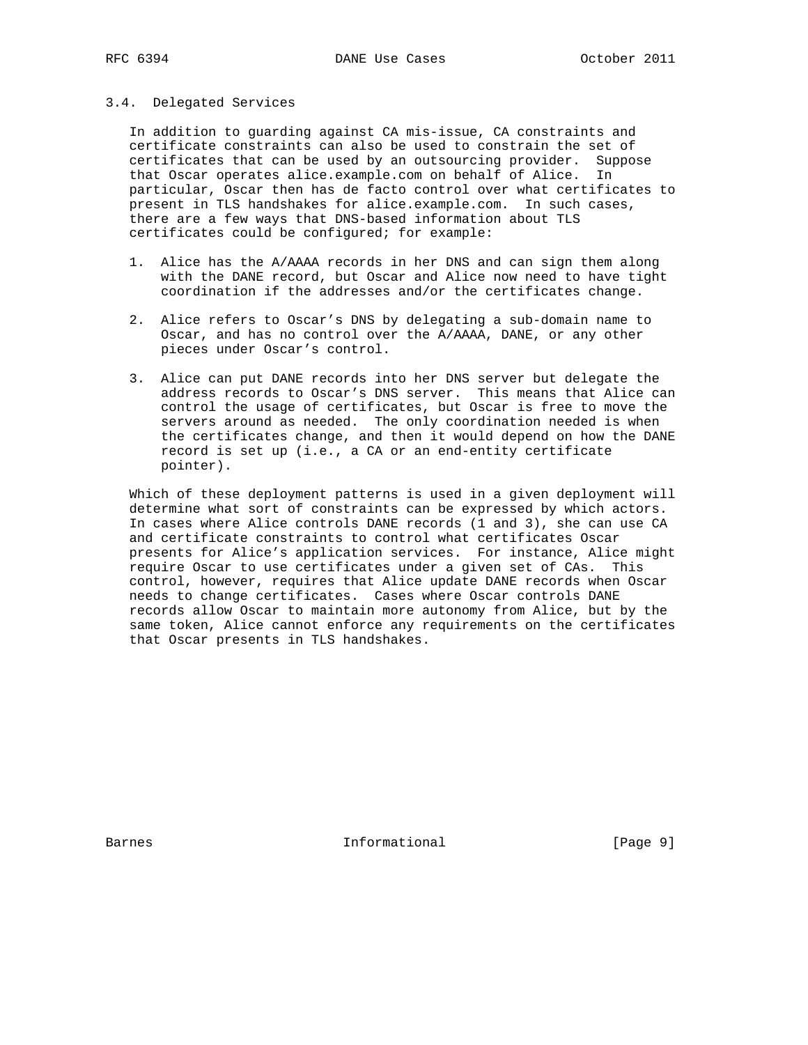### 3.4. Delegated Services

In addition to guarding against CA mis-issue, CA constraints and certificate constraints can also be used to constrain the set of certificates that can be used by an outsourcing provider. Suppose that Oscar operates alice.example.com on behalf of Alice. In particular, Oscar then has de facto control over what certificates to present in TLS handshakes for alice.example.com. In such cases, there are a few ways that DNS-based information about TLS certificates could be configured; for example:

1. Alice has the A/AAAA records in her DNS and can sign them along with the DANE record, but Oscar and Alice now need to have tight coordination if the addresses and/or the certificates change.

2. Alice refers to Oscar’s DNS by delegating a sub-domain name to Oscar, and has no control over the A/AAAA, DANE, or any other pieces under Oscar’s control.

3. Alice can put DANE records into her DNS server but delegate the address records to Oscar’s DNS server. This means that Alice can control the usage of certificates, but Oscar is free to move the servers around as needed. The only coordination needed is when the certificates change, and then it would depend on how the DANE record is set up (i.e., a CA or an end-entity certificate pointer).

Which of these deployment patterns is used in a given deployment will determine what sort of constraints can be expressed by which actors. In cases where Alice controls DANE records (1 and 3), she can use CA and certificate constraints to control what certificates Oscar presents for Alice’s application services. For instance, Alice might require Oscar to use certificates under a given set of CAs. This control, however, requires that Alice update DANE records when Oscar needs to change certificates. Cases where Oscar controls DANE records allow Oscar to maintain more autonomy from Alice, but by the same token, Alice cannot enforce any requirements on the certificates that Oscar presents in TLS handshakes.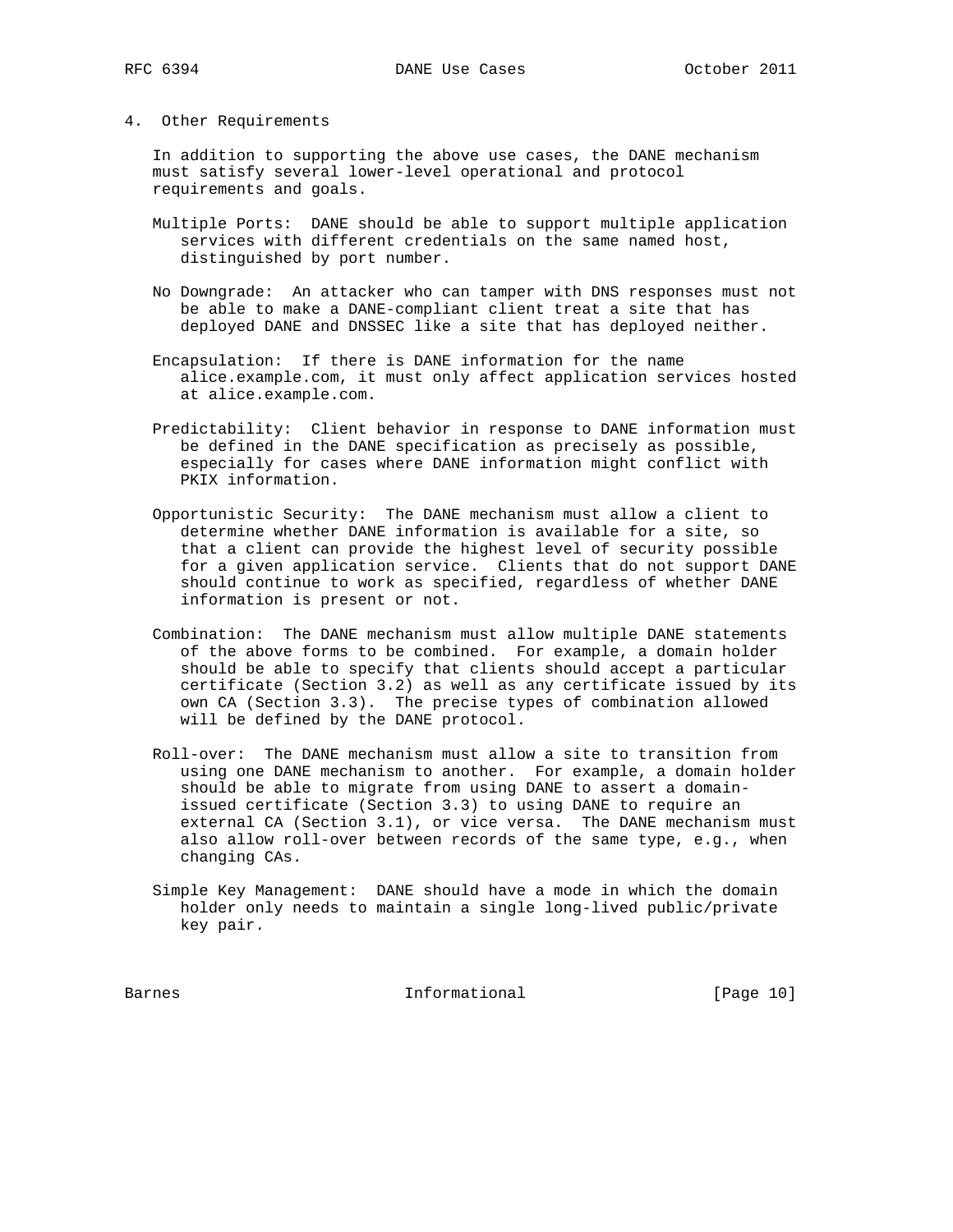## 4. Other Requirements

In addition to supporting the above use cases, the DANE mechanism must satisfy several lower-level operational and protocol requirements and goals.

**Multiple Ports:** DANE should be able to support multiple application services with different credentials on the same named host, distinguished by port number.

**No Downgrade:** An attacker who can tamper with DNS responses must not be able to make a DANE-compliant client treat a site that has deployed DANE and DNSSEC like a site that has deployed neither.

**Encapsulation:** If there is DANE information for the name alice.example.com, it must only affect application services hosted at alice.example.com.

**Predictability:** Client behavior in response to DANE information must be defined in the DANE specification as precisely as possible, especially for cases where DANE information might conflict with PKIX information.

**Opportunistic Security:** The DANE mechanism must allow a client to determine whether DANE information is available for a site, so that a client can provide the highest level of security possible for a given application service. Clients that do not support DANE should continue to work as specified, regardless of whether DANE information is present or not.

**Combination:** The DANE mechanism must allow multiple DANE statements of the above forms to be combined. For example, a domain holder should be able to specify that clients should accept a particular certificate (Section 3.2) as well as any certificate issued by its own CA (Section 3.3). The precise types of combination allowed will be defined by the DANE protocol.

**Roll-over:** The DANE mechanism must allow a site to transition from using one DANE mechanism to another. For example, a domain holder should be able to migrate from using DANE to assert a domain-issued certificate (Section 3.3) to using DANE to require an external CA (Section 3.1), or vice versa. The DANE mechanism must also allow roll-over between records of the same type, e.g., when changing CAs.

**Simple Key Management:** DANE should have a mode in which the domain holder only needs to maintain a single long-lived public/private key pair.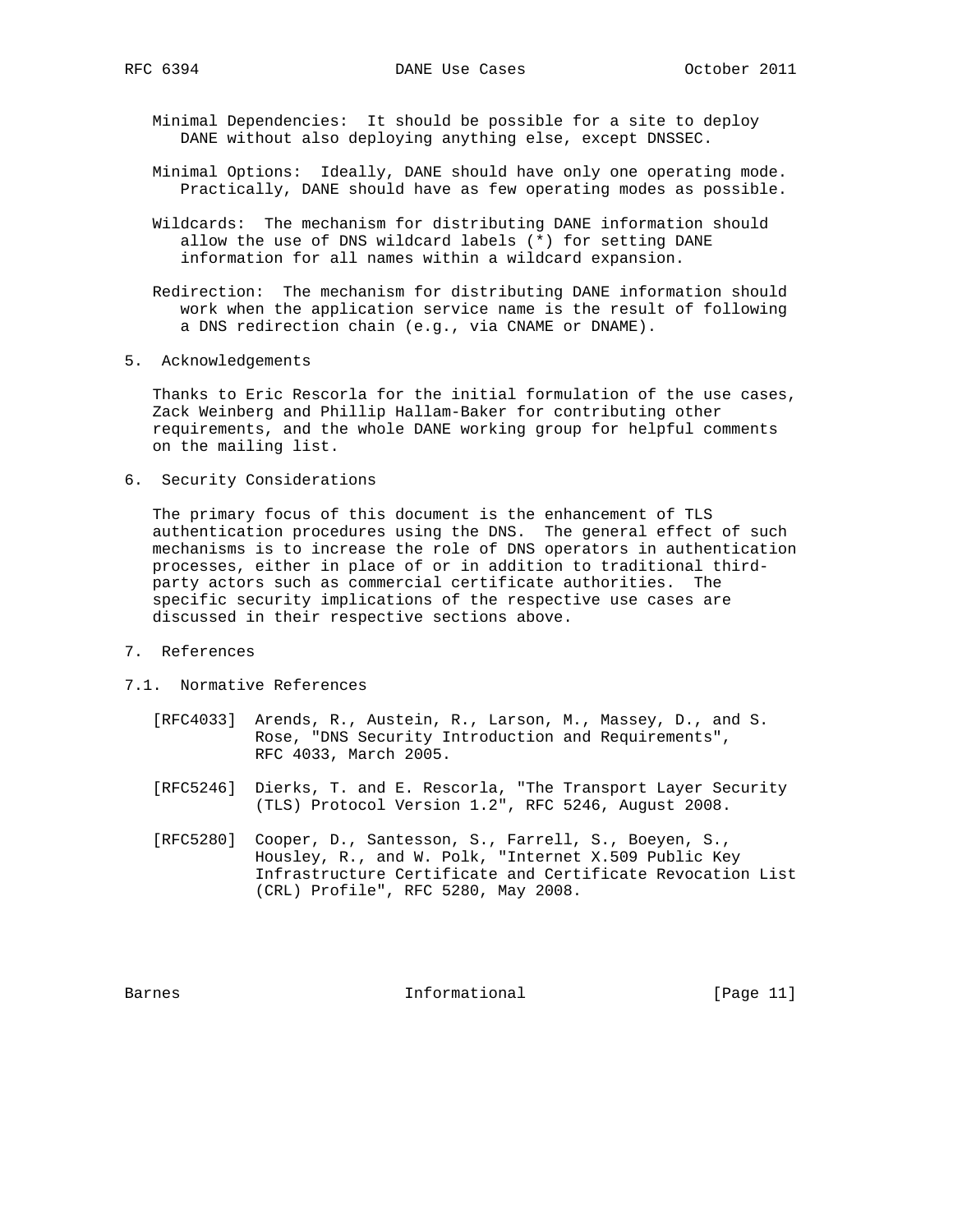Minimal Dependencies: It should be possible for a site to deploy DANE without also deploying anything else, except DNSSEC.

Minimal Options: Ideally, DANE should have only one operating mode. Practically, DANE should have as few operating modes as possible.

Wildcards: The mechanism for distributing DANE information should allow the use of DNS wildcard labels (*) for setting DANE information for all names within a wildcard expansion.

Redirection: The mechanism for distributing DANE information should work when the application service name is the result of following a DNS redirection chain (e.g., via CNAME or DNAME).

## 5. Acknowledgements

Thanks to Eric Rescorla for the initial formulation of the use cases, Zack Weinberg and Phillip Hallam-Baker for contributing other requirements, and the whole DANE working group for helpful comments on the mailing list.

## 6. Security Considerations

The primary focus of this document is the enhancement of TLS authentication procedures using the DNS. The general effect of such mechanisms is to increase the role of DNS operators in authentication processes, either in place of or in addition to traditional third-party actors such as commercial certificate authorities. The specific security implications of the respective use cases are discussed in their respective sections above.

## 7. References

### 7.1. Normative References

[RFC4033] Arends, R., Austein, R., Larson, M., Massey, D., and S. Rose, "DNS Security Introduction and Requirements", RFC 4033, March 2005.

[RFC5246] Dierks, T. and E. Rescorla, "The Transport Layer Security (TLS) Protocol Version 1.2", RFC 5246, August 2008.

[RFC5280] Cooper, D., Santesson, S., Farrell, S., Boeyen, S., Housley, R., and W. Polk, "Internet X.509 Public Key Infrastructure Certificate and Certificate Revocation List (CRL) Profile", RFC 5280, May 2008.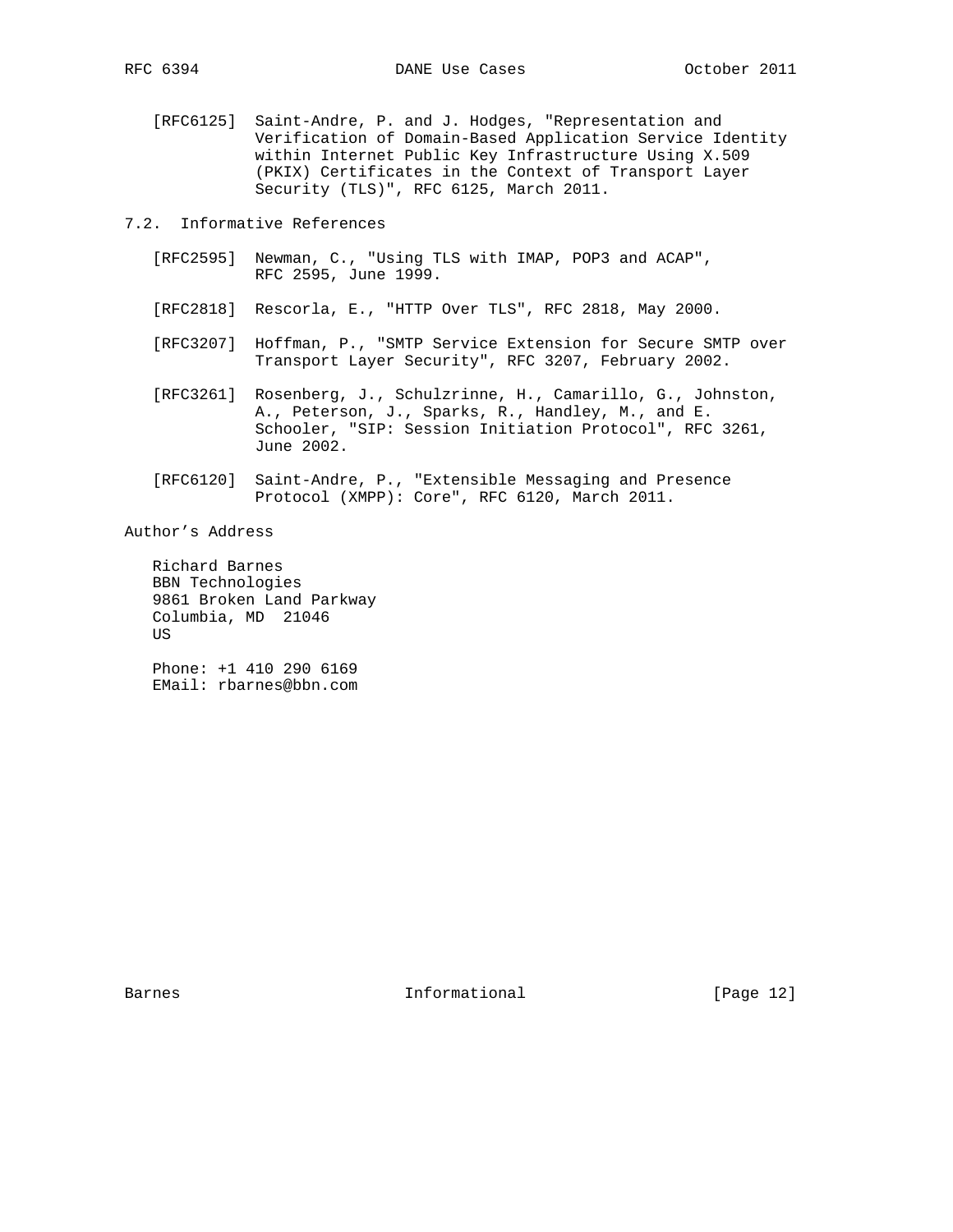[RFC6125] Saint-Andre, P. and J. Hodges, "Representation and Verification of Domain-Based Application Service Identity within Internet Public Key Infrastructure Using X.509 (PKIX) Certificates in the Context of Transport Layer Security (TLS)", RFC 6125, March 2011.

### 7.2. Informative References

[RFC2595] Newman, C., "Using TLS with IMAP, POP3 and ACAP", RFC 2595, June 1999.

[RFC2818] Rescorla, E., "HTTP Over TLS", RFC 2818, May 2000.

[RFC3207] Hoffman, P., "SMTP Service Extension for Secure SMTP over Transport Layer Security", RFC 3207, February 2002.

[RFC3261] Rosenberg, J., Schulzrinne, H., Camarillo, G., Johnston, A., Peterson, J., Sparks, R., Handley, M., and E. Schooler, "SIP: Session Initiation Protocol", RFC 3261, June 2002.

[RFC6120] Saint-Andre, P., "Extensible Messaging and Presence Protocol (XMPP): Core", RFC 6120, March 2011.

## Author's Address

Richard Barnes
BBN Technologies
9861 Broken Land Parkway
Columbia, MD 21046
US

Phone: +1 410 290 6169
EMail: rbarnes@bbn.com